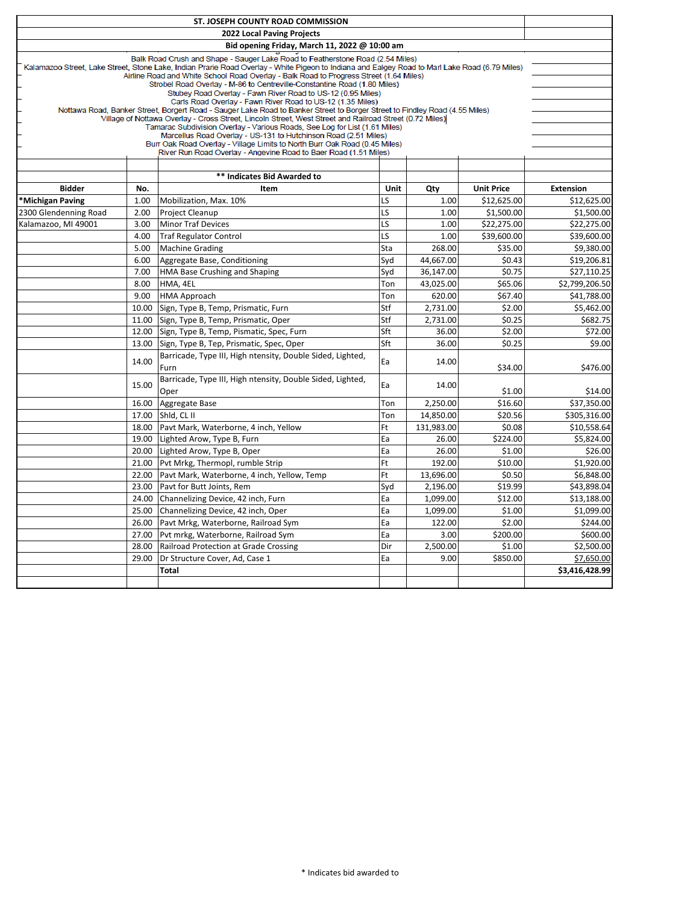# ST. JOSEPH COUNTY ROAD COMMISSION

## 2022 Local Paving Projects

### Bid opening Friday, March 11, 2022 @ 10:00 am

Balk Road Crush and Shape - Sauger Lake Road to Featherstone Road (2.54 Miles)
Kalamazoo Street, Lake Street, Stone Lake, Indian Prarie Road Overlay - White Pigeon to Indiana and Ealgey Road to Marl Lake Road (6.79 Miles)
Airline Road and White School Road Overlay - Balk Road to Progress Street (1.64 Miles)
Strobel Road Overlay - M-86 to Centreville-Constantine Road (1.80 Miles)
Stubey Road Overlay - Fawn River Road to US-12 (0.95 Miles)
Carls Road Overlay - Fawn River Road to US-12 (1.35 Miles)
Nottawa Road, Banker Street, Borgert Road - Sauger Lake Road to Banker Street to Borger Street to Findley Road (4.55 Miles)
Village of Nottawa Overlay - Cross Street, Lincoln Street, West Street and Railroad Street (0.72 Miles)
Tamarac Subdivision Overlay - Various Roads, See Log for List (1.61 Miles)
Marcellus Road Overlay - US-131 to Hutchinson Road (2.51 Miles)
Burr Oak Road Overlay - Village Limits to North Burr Oak Road (0.45 Miles)
River Run Road Overlay - Angevine Road to Baer Road (1.51 Miles)

** Indicates Bid Awarded to

| Bidder | No. | Item | Unit | Qty | Unit Price | Extension |
|---|---|---|---|---|---|---|
| ***Michigan Paving** | 1.00 | Mobilization, Max. 10% | LS | 1.00 | $12,625.00 | $12,625.00 |
| 2300 Glendenning Road | 2.00 | Project Cleanup | LS | 1.00 | $1,500.00 | $1,500.00 |
| Kalamazoo, MI 49001 | 3.00 | Minor Traf Devices | LS | 1.00 | $22,275.00 | $22,275.00 |
| | 4.00 | Traf Regulator Control | LS | 1.00 | $39,600.00 | $39,600.00 |
| | 5.00 | Machine Grading | Sta | 268.00 | $35.00 | $9,380.00 |
| | 6.00 | Aggregate Base, Conditioning | Syd | 44,667.00 | $0.43 | $19,206.81 |
| | 7.00 | HMA Base Crushing and Shaping | Syd | 36,147.00 | $0.75 | $27,110.25 |
| | 8.00 | HMA, 4EL | Ton | 43,025.00 | $65.06 | $2,799,206.50 |
| | 9.00 | HMA Approach | Ton | 620.00 | $67.40 | $41,788.00 |
| | 10.00 | Sign, Type B, Temp, Prismatic, Furn | Stf | 2,731.00 | $2.00 | $5,462.00 |
| | 11.00 | Sign, Type B, Temp, Prismatic, Oper | Stf | 2,731.00 | $0.25 | $682.75 |
| | 12.00 | Sign, Type B, Temp, Pismatic, Spec, Furn | Sft | 36.00 | $2.00 | $72.00 |
| | 13.00 | Sign, Type B, Tep, Prismatic, Spec, Oper | Sft | 36.00 | $0.25 | $9.00 |
| | 14.00 | Barricade, Type III, High ntensity, Double Sided, Lighted, Furn | Ea | 14.00 | $34.00 | $476.00 |
| | 15.00 | Barricade, Type III, High ntensity, Double Sided, Lighted, Oper | Ea | 14.00 | $1.00 | $14.00 |
| | 16.00 | Aggregate Base | Ton | 2,250.00 | $16.60 | $37,350.00 |
| | 17.00 | Shld, CL II | Ton | 14,850.00 | $20.56 | $305,316.00 |
| | 18.00 | Pavt Mark, Waterborne, 4 inch, Yellow | Ft | 131,983.00 | $0.08 | $10,558.64 |
| | 19.00 | Lighted Arow, Type B, Furn | Ea | 26.00 | $224.00 | $5,824.00 |
| | 20.00 | Lighted Arow, Type B, Oper | Ea | 26.00 | $1.00 | $26.00 |
| | 21.00 | Pvt Mrkg, Thermopl, rumble Strip | Ft | 192.00 | $10.00 | $1,920.00 |
| | 22.00 | Pavt Mark, Waterborne, 4 inch, Yellow, Temp | Ft | 13,696.00 | $0.50 | $6,848.00 |
| | 23.00 | Pavt for Butt Joints, Rem | Syd | 2,196.00 | $19.99 | $43,898.04 |
| | 24.00 | Channelizing Device, 42 inch, Furn | Ea | 1,099.00 | $12.00 | $13,188.00 |
| | 25.00 | Channelizing Device, 42 inch, Oper | Ea | 1,099.00 | $1.00 | $1,099.00 |
| | 26.00 | Pavt Mrkg, Waterborne, Railroad Sym | Ea | 122.00 | $2.00 | $244.00 |
| | 27.00 | Pvt mrkg, Waterborne, Railroad Sym | Ea | 3.00 | $200.00 | $600.00 |
| | 28.00 | Railroad Protection at Grade Crossing | Dir | 2,500.00 | $1.00 | $2,500.00 |
| | 29.00 | Dr Structure Cover, Ad, Case 1 | Ea | 9.00 | $850.00 | $7,650.00 |
| | | **Total** | | | | **$3,416,428.99** |

\* Indicates bid awarded to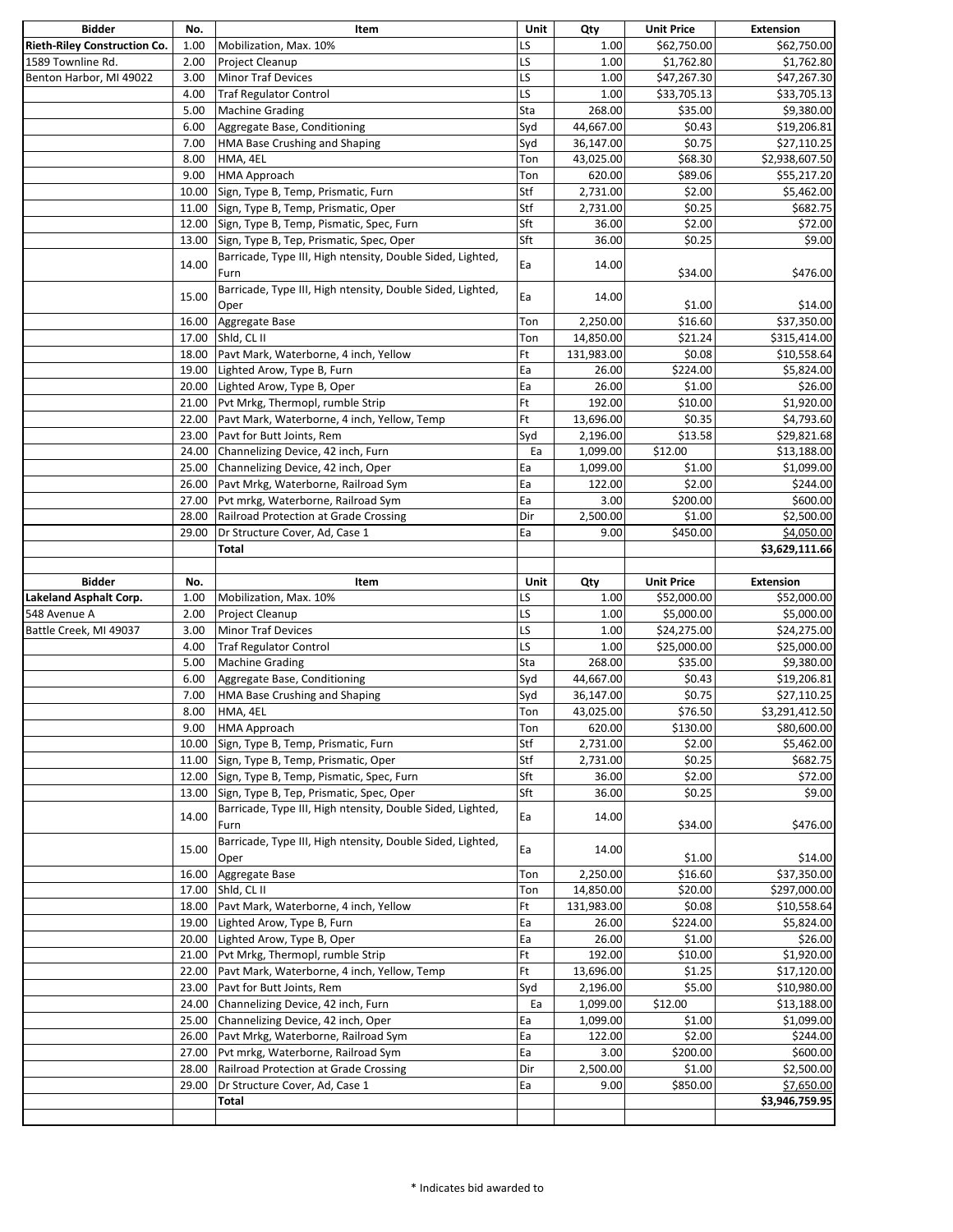| Bidder | No. | Item | Unit | Qty | Unit Price | Extension |
|---|---|---|---|---|---|---|
| **Rieth-Riley Construction Co.** | 1.00 | Mobilization, Max. 10% | LS | 1.00 | $62,750.00 | $62,750.00 |
| 1589 Townline Rd. | 2.00 | Project Cleanup | LS | 1.00 | $1,762.80 | $1,762.80 |
| Benton Harbor, MI 49022 | 3.00 | Minor Traf Devices | LS | 1.00 | $47,267.30 | $47,267.30 |
| | 4.00 | Traf Regulator Control | LS | 1.00 | $33,705.13 | $33,705.13 |
| | 5.00 | Machine Grading | Sta | 268.00 | $35.00 | $9,380.00 |
| | 6.00 | Aggregate Base, Conditioning | Syd | 44,667.00 | $0.43 | $19,206.81 |
| | 7.00 | HMA Base Crushing and Shaping | Syd | 36,147.00 | $0.75 | $27,110.25 |
| | 8.00 | HMA, 4EL | Ton | 43,025.00 | $68.30 | $2,938,607.50 |
| | 9.00 | HMA Approach | Ton | 620.00 | $89.06 | $55,217.20 |
| | 10.00 | Sign, Type B, Temp, Prismatic, Furn | Stf | 2,731.00 | $2.00 | $5,462.00 |
| | 11.00 | Sign, Type B, Temp, Prismatic, Oper | Stf | 2,731.00 | $0.25 | $682.75 |
| | 12.00 | Sign, Type B, Temp, Pismatic, Spec, Furn | Sft | 36.00 | $2.00 | $72.00 |
| | 13.00 | Sign, Type B, Tep, Prismatic, Spec, Oper | Sft | 36.00 | $0.25 | $9.00 |
| | 14.00 | Barricade, Type III, High ntensity, Double Sided, Lighted, Furn | Ea | 14.00 | $34.00 | $476.00 |
| | 15.00 | Barricade, Type III, High ntensity, Double Sided, Lighted, Oper | Ea | 14.00 | $1.00 | $14.00 |
| | 16.00 | Aggregate Base | Ton | 2,250.00 | $16.60 | $37,350.00 |
| | 17.00 | Shld, CL II | Ton | 14,850.00 | $21.24 | $315,414.00 |
| | 18.00 | Pavt Mark, Waterborne, 4 inch, Yellow | Ft | 131,983.00 | $0.08 | $10,558.64 |
| | 19.00 | Lighted Arow, Type B, Furn | Ea | 26.00 | $224.00 | $5,824.00 |
| | 20.00 | Lighted Arow, Type B, Oper | Ea | 26.00 | $1.00 | $26.00 |
| | 21.00 | Pvt Mrkg, Thermopl, rumble Strip | Ft | 192.00 | $10.00 | $1,920.00 |
| | 22.00 | Pavt Mark, Waterborne, 4 inch, Yellow, Temp | Ft | 13,696.00 | $0.35 | $4,793.60 |
| | 23.00 | Pavt for Butt Joints, Rem | Syd | 2,196.00 | $13.58 | $29,821.68 |
| | 24.00 | Channelizing Device, 42 inch, Furn | Ea | 1,099.00 | $12.00 | $13,188.00 |
| | 25.00 | Channelizing Device, 42 inch, Oper | Ea | 1,099.00 | $1.00 | $1,099.00 |
| | 26.00 | Pavt Mrkg, Waterborne, Railroad Sym | Ea | 122.00 | $2.00 | $244.00 |
| | 27.00 | Pvt mrkg, Waterborne, Railroad Sym | Ea | 3.00 | $200.00 | $600.00 |
| | 28.00 | Railroad Protection at Grade Crossing | Dir | 2,500.00 | $1.00 | $2,500.00 |
| | 29.00 | Dr Structure Cover, Ad, Case 1 | Ea | 9.00 | $450.00 | $4,050.00 |
| | | **Total** | | | | **$3,629,111.66** |

| Bidder | No. | Item | Unit | Qty | Unit Price | Extension |
|---|---|---|---|---|---|---|
| **Lakeland Asphalt Corp.** | 1.00 | Mobilization, Max. 10% | LS | 1.00 | $52,000.00 | $52,000.00 |
| 548 Avenue A | 2.00 | Project Cleanup | LS | 1.00 | $5,000.00 | $5,000.00 |
| Battle Creek, MI 49037 | 3.00 | Minor Traf Devices | LS | 1.00 | $24,275.00 | $24,275.00 |
| | 4.00 | Traf Regulator Control | LS | 1.00 | $25,000.00 | $25,000.00 |
| | 5.00 | Machine Grading | Sta | 268.00 | $35.00 | $9,380.00 |
| | 6.00 | Aggregate Base, Conditioning | Syd | 44,667.00 | $0.43 | $19,206.81 |
| | 7.00 | HMA Base Crushing and Shaping | Syd | 36,147.00 | $0.75 | $27,110.25 |
| | 8.00 | HMA, 4EL | Ton | 43,025.00 | $76.50 | $3,291,412.50 |
| | 9.00 | HMA Approach | Ton | 620.00 | $130.00 | $80,600.00 |
| | 10.00 | Sign, Type B, Temp, Prismatic, Furn | Stf | 2,731.00 | $2.00 | $5,462.00 |
| | 11.00 | Sign, Type B, Temp, Prismatic, Oper | Stf | 2,731.00 | $0.25 | $682.75 |
| | 12.00 | Sign, Type B, Temp, Pismatic, Spec, Furn | Sft | 36.00 | $2.00 | $72.00 |
| | 13.00 | Sign, Type B, Tep, Prismatic, Spec, Oper | Sft | 36.00 | $0.25 | $9.00 |
| | 14.00 | Barricade, Type III, High ntensity, Double Sided, Lighted, Furn | Ea | 14.00 | $34.00 | $476.00 |
| | 15.00 | Barricade, Type III, High ntensity, Double Sided, Lighted, Oper | Ea | 14.00 | $1.00 | $14.00 |
| | 16.00 | Aggregate Base | Ton | 2,250.00 | $16.60 | $37,350.00 |
| | 17.00 | Shld, CL II | Ton | 14,850.00 | $20.00 | $297,000.00 |
| | 18.00 | Pavt Mark, Waterborne, 4 inch, Yellow | Ft | 131,983.00 | $0.08 | $10,558.64 |
| | 19.00 | Lighted Arow, Type B, Furn | Ea | 26.00 | $224.00 | $5,824.00 |
| | 20.00 | Lighted Arow, Type B, Oper | Ea | 26.00 | $1.00 | $26.00 |
| | 21.00 | Pvt Mrkg, Thermopl, rumble Strip | Ft | 192.00 | $10.00 | $1,920.00 |
| | 22.00 | Pavt Mark, Waterborne, 4 inch, Yellow, Temp | Ft | 13,696.00 | $1.25 | $17,120.00 |
| | 23.00 | Pavt for Butt Joints, Rem | Syd | 2,196.00 | $5.00 | $10,980.00 |
| | 24.00 | Channelizing Device, 42 inch, Furn | Ea | 1,099.00 | $12.00 | $13,188.00 |
| | 25.00 | Channelizing Device, 42 inch, Oper | Ea | 1,099.00 | $1.00 | $1,099.00 |
| | 26.00 | Pavt Mrkg, Waterborne, Railroad Sym | Ea | 122.00 | $2.00 | $244.00 |
| | 27.00 | Pvt mrkg, Waterborne, Railroad Sym | Ea | 3.00 | $200.00 | $600.00 |
| | 28.00 | Railroad Protection at Grade Crossing | Dir | 2,500.00 | $1.00 | $2,500.00 |
| | 29.00 | Dr Structure Cover, Ad, Case 1 | Ea | 9.00 | $850.00 | $7,650.00 |
| | | **Total** | | | | **$3,946,759.95** |

* Indicates bid awarded to